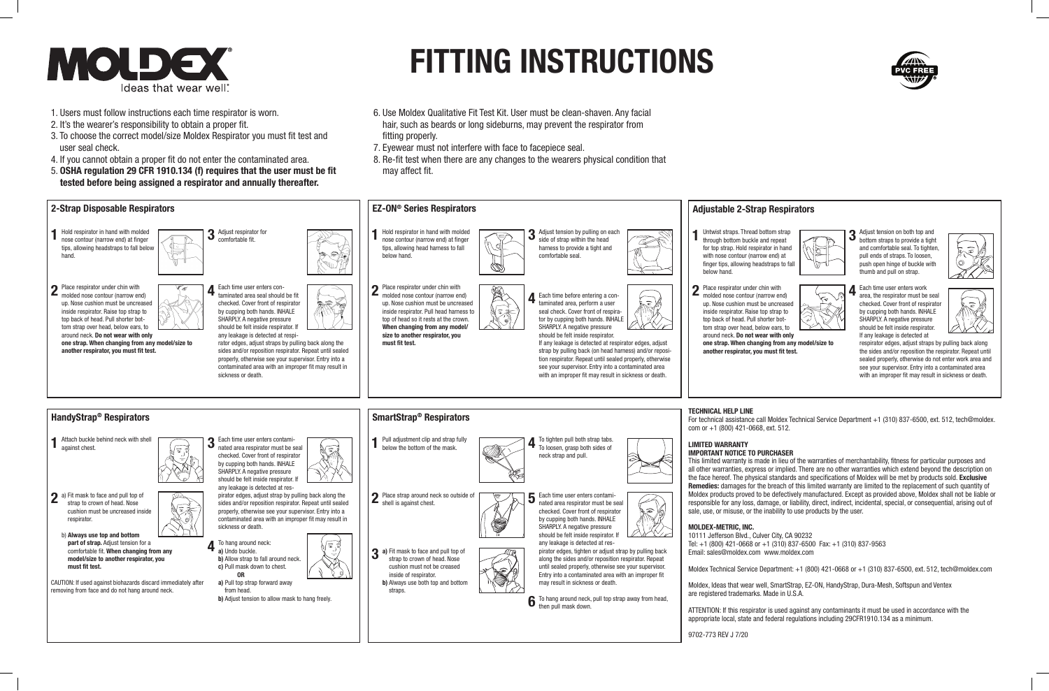# MOLDEX

Ideas that wear well.

# FITTING INSTRUCTIONS

PVC FREE

1. Users must follow instructions each time respirator is worn.
2. It's the wearer's responsibility to obtain a proper fit.
3. To choose the correct model/size Moldex Respirator you must fit test and user seal check.
4. If you cannot obtain a proper fit do not enter the contaminated area.
5. **OSHA regulation 29 CFR 1910.134 (f) requires that the user must be fit tested before being assigned a respirator and annually thereafter.**
6. Use Moldex Qualitative Fit Test Kit. User must be clean-shaven. Any facial hair, such as beards or long sideburns, may prevent the respirator from fitting properly.
7. Eyewear must not interfere with face to facepiece seal.
8. Re-fit test when there are any changes to the wearers physical condition that may affect fit.

## 2-Strap Disposable Respirators

1. Hold respirator in hand with molded nose contour (narrow end) at finger tips, allowing headstraps to fall below hand.
2. Place respirator under chin with molded nose contour (narrow end) up. Nose cushion must be uncreased inside respirator. Raise top strap to top back of head. Pull shorter bottom strap over head, below ears, to around neck. **Do not wear with only one strap. When changing from any model/size to another respirator, you must fit test.**
3. Adjust respirator for comfortable fit.
4. Each time user enters contaminated area seal should be fit checked. Cover front of respirator by cupping both hands. INHALE SHARPLY. A negative pressure should be felt inside respirator. If any leakage is detected at respirator edges, adjust straps by pulling back along the sides and/or reposition respirator. Repeat until sealed properly, otherwise see your supervisor. Entry into a contaminated area with an improper fit may result in sickness or death.

## EZ-ON® Series Respirators

1. Hold respirator in hand with molded nose contour (narrow end) at finger tips, allowing head harness to fall below hand.
2. Place respirator under chin with molded nose contour (narrow end) up. Nose cushion must be uncreased inside respirator. Pull head harness to top of head so it rests at the crown. **When changing from any model/size to another respirator, you must fit test.**
3. Adjust tension by pulling on each side of strap within the head harness to provide a tight and comfortable seal.
4. Each time before entering a contaminated area, perform a user seal check. Cover front of respirator by cupping both hands. INHALE SHARPLY. A negative pressure should be felt inside respirator. If any leakage is detected at respirator edges, adjust strap by pulling back (on head harness) and/or reposition respirator. Repeat until sealed properly, otherwise see your supervisor. Entry into a contaminated area with an improper fit may result in sickness or death.

## Adjustable 2-Strap Respirators

1. Untwist straps. Thread bottom strap through bottom buckle and repeat for top strap. Hold respirator in hand with nose contour (narrow end) at finger tips, allowing headstraps to fall below hand.
2. Place respirator under chin with molded nose contour (narrow end) up. Nose cushion must be uncreased inside respirator. Raise top strap to top back of head. Pull shorter bottom strap over head, below ears, to around neck. **Do not wear with only one strap. When changing from any model/size to another respirator, you must fit test.**
3. Adjust tension on both top and bottom straps to provide a tight and comfortable seal. To tighten, pull ends of straps. To loosen, push open hinge of buckle with thumb and pull on strap.
4. Each time user enters work area, the respirator must be seal checked. Cover front of respirator by cupping both hands. INHALE SHARPLY. A negative pressure should be felt inside respirator. If any leakage is detected at respirator edges, adjust straps by pulling back along the sides and/or reposition the respirator. Repeat until sealed properly, otherwise do not enter work area and see your supervisor. Entry into a contaminated area with an improper fit may result in sickness or death.

## HandyStrap® Respirators

1. Attach buckle behind neck with shell against chest.
2. a) Fit mask to face and pull top of strap to crown of head. Nose cushion must be uncreased inside respirator.

   b) **Always use top and bottom part of strap.** Adjust tension for a comfortable fit. **When changing from any model/size to another respirator, you must fit test.**
3. Each time user enters contaminated area respirator must be seal checked. Cover front of respirator by cupping both hands. INHALE SHARPLY. A negative pressure should be felt inside respirator. If any leakage is detected at respirator edges, adjust strap by pulling back along the sides and/or reposition respirator. Repeat until sealed properly, otherwise see your supervisor. Entry into a contaminated area with an improper fit may result in sickness or death.
4. To hang around neck:

   **a)** Undo buckle.
   **b)** Allow strap to fall around neck.
   **c)** Pull mask down to chest.

   **OR**

   **a)** Pull top strap forward away from head.
   **b)** Adjust tension to allow mask to hang freely.

CAUTION: If used against biohazards discard immediately after removing from face and do not hang around neck.

## SmartStrap® Respirators

1. Pull adjustment clip and strap fully below the bottom of the mask.
2. Place strap around neck so outside of shell is against chest.
3. **a)** Fit mask to face and pull top of strap to crown of head. Nose cushion must not be creased inside of respirator.

   **b)** Always use both top and bottom straps.
4. To tighten pull both strap tabs. To loosen, grasp both sides of neck strap and pull.
5. Each time user enters contaminated area respirator must be seal checked. Cover front of respirator by cupping both hands. INHALE SHARPLY. A negative pressure should be felt inside respirator. If any leakage is detected at respirator edges, tighten or adjust strap by pulling back along the sides and/or reposition respirator. Repeat until sealed properly, otherwise see your supervisor. Entry into a contaminated area with an improper fit may result in sickness or death.
6. To hang around neck, pull top strap away from head, then pull mask down.

### TECHNICAL HELP LINE

For technical assistance call Moldex Technical Service Department +1 (310) 837-6500, ext. 512, tech@moldex.com or +1 (800) 421-0668, ext. 512.

### LIMITED WARRANTY

### IMPORTANT NOTICE TO PURCHASER

This limited warranty is made in lieu of the warranties of merchantability, fitness for particular purposes and all other warranties, express or implied. There are no other warranties which extend beyond the description on the face hereof. The physical standards and specifications of Moldex will be met by products sold. **Exclusive Remedies:** damages for the breach of this limited warranty are limited to the replacement of such quantity of Moldex products proved to be defectively manufactured. Except as provided above, Moldex shall not be liable or responsible for any loss, damage, or liability, direct, indirect, incidental, special, or consequential, arising out of sale, use, or misuse, or the inability to use products by the user.

### MOLDEX-METRIC, INC.

10111 Jefferson Blvd., Culver City, CA 90232
Tel: +1 (800) 421-0668 or +1 (310) 837-6500 Fax: +1 (310) 837-9563
Email: sales@moldex.com www.moldex.com

Moldex Technical Service Department: +1 (800) 421-0668 or +1 (310) 837-6500, ext. 512, tech@moldex.com

Moldex, Ideas that wear well, SmartStrap, EZ-ON, HandyStrap, Dura-Mesh, Softspun and Ventex are registered trademarks. Made in U.S.A.

ATTENTION: If this respirator is used against any contaminants it must be used in accordance with the appropriate local, state and federal regulations including 29CFR1910.134 as a minimum.

9702-773 REV J 7/20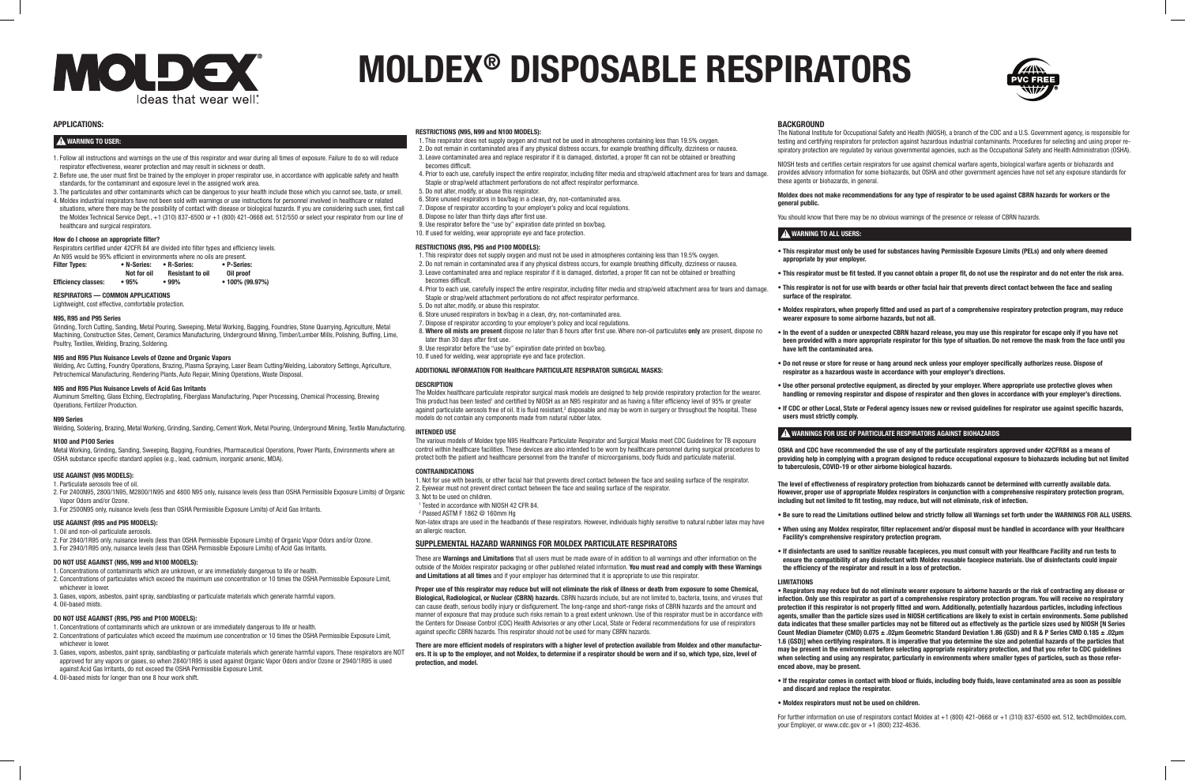# MOLDEX® DISPOSABLE RESPIRATORS

MOLDEX® Ideas that wear well.

## APPLICATIONS:

### ⚠ WARNING TO USER:

1. Follow all instructions and warnings on the use of this respirator and wear during all times of exposure. Failure to do so will reduce respirator effectiveness, wearer protection and may result in sickness or death.
2. Before use, the user must first be trained by the employer in proper respirator use, in accordance with applicable safety and health standards, for the contaminant and exposure level in the assigned work area.
3. The particulates and other contaminants which can be dangerous to your health include those which you cannot see, taste, or smell.
4. Moldex industrial respirators have not been sold with warnings or use instructions for personnel involved in healthcare or related situations, where there may be the possibility of contact with disease or biological hazards. If you are considering such uses, first call the Moldex Technical Service Dept., +1 (310) 837-6500 or +1 (800) 421-0668 ext. 512/550 or select your respirator from our line of healthcare and surgical respirators.

### How do I choose an appropriate filter?

Respirators certified under 42CFR 84 are divided into filter types and efficiency levels.
An N95 would be 95% efficient in environments where no oils are present.

| Filter Types: | • N-Series: Not for oil | • R-Series: Resistant to oil | • P-Series: Oil proof |
|---|---|---|---|
| Efficiency classes: | • 95% | • 99% | • 100% (99.97%) |

### RESPIRATORS — COMMON APPLICATIONS

Lightweight, cost effective, comfortable protection.

#### N95, R95 and P95 Series

Grinding, Torch Cutting, Sanding, Metal Pouring, Sweeping, Metal Working, Bagging, Foundries, Stone Quarrying, Agriculture, Metal Machining, Construction Sites, Cement, Ceramics Manufacturing, Underground Mining, Timber/Lumber Mills, Polishing, Buffing, Lime, Poultry, Textiles, Welding, Brazing, Soldering.

#### N95 and R95 Plus Nuisance Levels of Ozone and Organic Vapors

Welding, Arc Cutting, Foundry Operations, Brazing, Plasma Spraying, Laser Beam Cutting/Welding, Laboratory Settings, Agriculture, Petrochemical Manufacturing, Rendering Plants, Auto Repair, Mining Operations, Waste Disposal.

#### N95 and R95 Plus Nuisance Levels of Acid Gas Irritants

Aluminum Smelting, Glass Etching, Electroplating, Fiberglass Manufacturing, Paper Processing, Chemical Processing, Brewing Operations, Fertilizer Production.

#### N99 Series

Welding, Soldering, Brazing, Metal Working, Grinding, Sanding, Cement Work, Metal Pouring, Underground Mining, Textile Manufacturing.

#### N100 and P100 Series

Metal Working, Grinding, Sanding, Sweeping, Bagging, Foundries, Pharmaceutical Operations, Power Plants, Environments where an OSHA substance specific standard applies (e.g., lead, cadmium, inorganic arsenic, MDA).

### USE AGAINST (N95 MODELS):

1. Particulate aerosols free of oil.
2. For 2400N95, 2800/1N95, M2800/1N95 and 4800 N95 only, nuisance levels (less than OSHA Permissible Exposure Limits) of Organic Vapor Odors and/or Ozone.
3. For 2500N95 only, nuisance levels (less than OSHA Permissible Exposure Limits) of Acid Gas Irritants.

### USE AGAINST (R95 and P95 MODELS):

1. Oil and non-oil particulate aerosols.
2. For 2840/1R95 only, nuisance levels (less than OSHA Permissible Exposure Limits) of Organic Vapor Odors and/or Ozone.
3. For 2940/1R95 only, nuisance levels (less than OSHA Permissible Exposure Limits) of Acid Gas Irritants.

### DO NOT USE AGAINST (N95, N99 and N100 MODELS):

1. Concentrations of contaminants which are unknown, or are immediately dangerous to life or health.
2. Concentrations of particulates which exceed the maximum use concentration or 10 times the OSHA Permissible Exposure Limit, whichever is lower.
3. Gases, vapors, asbestos, paint spray, sandblasting or particulate materials which generate harmful vapors.
4. Oil-based mists.

### DO NOT USE AGAINST (R95, P95 and P100 MODELS):

1. Concentrations of contaminants which are unknown or are immediately dangerous to life or health.
2. Concentrations of particulates which exceed the maximum use concentration or 10 times the OSHA Permissible Exposure Limit, whichever is lower.
3. Gases, vapors, asbestos, paint spray, sandblasting or particulate materials which generate harmful vapors. These respirators are NOT approved for any vapors or gases, so when 2840/1R95 is used against Organic Vapor Odors and/or Ozone or 2940/1R95 is used against Acid Gas Irritants, do not exceed the OSHA Permissible Exposure Limit.
4. Oil-based mists for longer than one 8 hour work shift.

### RESTRICTIONS (N95, N99 and N100 MODELS):

1. This respirator does not supply oxygen and must not be used in atmospheres containing less than 19.5% oxygen.
2. Do not remain in contaminated area if any physical distress occurs, for example breathing difficulty, dizziness or nausea.
3. Leave contaminated area and replace respirator if it is damaged, distorted, a proper fit can not be obtained or breathing becomes difficult.
4. Prior to each use, carefully inspect the entire respirator, including filter media and strap/weld attachment area for tears and damage. Staple or strap/weld attachment perforations do not affect respirator performance.
5. Do not alter, modify, or abuse this respirator.
6. Store unused respirators in box/bag in a clean, dry, non-contaminated area.
7. Dispose of respirator according to your employer's policy and local regulations.
8. Dispose no later than thirty days after first use.
9. Use respirator before the "use by" expiration date printed on box/bag.
10. If used for welding, wear appropriate eye and face protection.

### RESTRICTIONS (R95, P95 and P100 MODELS):

1. This respirator does not supply oxygen and must not be used in atmospheres containing less than 19.5% oxygen.
2. Do not remain in contaminated area if any physical distress occurs, for example breathing difficulty, dizziness or nausea.
3. Leave contaminated area and replace respirator if it is damaged, distorted, a proper fit can not be obtained or breathing becomes difficult.
4. Prior to each use, carefully inspect the entire respirator, including filter media and strap/weld attachment area for tears and damage. Staple or strap/weld attachment perforations do not affect respirator performance.
5. Do not alter, modify, or abuse this respirator.
6. Store unused respirators in box/bag in a clean, dry, non-contaminated area.
7. Dispose of respirator according to your employer's policy and local regulations.
8. **Where oil mists are present** dispose no later than 8 hours after first use. Where non-oil particulates **only** are present, dispose no later than 30 days after first use.
9. Use respirator before the "use by" expiration date printed on box/bag.
10. If used for welding, wear appropriate eye and face protection.

### ADDITIONAL INFORMATION FOR Healthcare PARTICULATE RESPIRATOR SURGICAL MASKS:

#### DESCRIPTION

The Moldex healthcare particulate respirator surgical mask models are designed to help provide respiratory protection for the wearer. This product has been tested[1] and certified by NIOSH as an N95 respirator and as having a filter efficiency level of 95% or greater against particulate aerosols free of oil. It is fluid resistant,[2] disposable and may be worn in surgery or throughout the hospital. These models do not contain any components made from natural rubber latex.

#### INTENDED USE

The various models of Moldex type N95 Healthcare Particulate Respirator and Surgical Masks meet CDC Guidelines for TB exposure control within healthcare facilities. These devices are also intended to be worn by healthcare personnel during surgical procedures to protect both the patient and healthcare personnel from the transfer of microorganisms, body fluids and particulate material.

#### CONTRAINDICATIONS

1. Not for use with beards, or other facial hair that prevents direct contact between the face and sealing surface of the respirator.
2. Eyewear must not prevent direct contact between the face and sealing surface of the respirator.
3. Not to be used on children.

[1] Tested in accordance with NIOSH 42 CFR 84.
[2] Passed ASTM F 1862 @ 160mm Hg

Non-latex straps are used in the headbands of these respirators. However, individuals highly sensitive to natural rubber latex may have an allergic reaction.

### SUPPLEMENTAL HAZARD WARNINGS FOR MOLDEX PARTICULATE RESPIRATORS

These are **Warnings and Limitations** that all users must be made aware of in addition to all warnings and other information on the outside of the Moldex respirator packaging or other published related information. **You must read and comply with these Warnings and Limitations at all times** and if your employer has determined that it is appropriate to use this respirator.

**Proper use of this respirator may reduce but will not eliminate the risk of illness or death from exposure to some Chemical, Biological, Radiological, or Nuclear (CBRN) hazards.** CBRN hazards include, but are not limited to, bacteria, toxins, and viruses that can cause death, serious bodily injury or disfigurement. The long-range and short-range risks of CBRN hazards and the amount and manner of exposure that may produce such risks remain to a great extent unknown. Use of this respirator must be in accordance with the Centers for Disease Control (CDC) Health Advisories or any other Local, State or Federal recommendations for use of respirators against specific CBRN hazards. This respirator should not be used for many CBRN hazards.

**There are more efficient models of respirators with a higher level of protection available from Moldex and other manufacturers. It is up to the employer, and not Moldex, to determine if a respirator should be worn and if so, which type, size, level of protection, and model.**

### BACKGROUND

The National Institute for Occupational Safety and Health (NIOSH), a branch of the CDC and a U.S. Government agency, is responsible for testing and certifying respirators for protection against hazardous industrial contaminants. Procedures for selecting and using proper respiratory protection are regulated by various governmental agencies, such as the Occupational Safety and Health Administration (OSHA).

NIOSH tests and certifies certain respirators for use against chemical warfare agents, biological warfare agents or biohazards and provides advisory information for some biohazards, but OSHA and other government agencies have not set any exposure standards for these agents or biohazards, in general.

**Moldex does not make recommendations for any type of respirator to be used against CBRN hazards for workers or the general public.**

You should know that there may be no obvious warnings of the presence or release of CBRN hazards.

### ⚠ WARNING TO ALL USERS:

- **This respirator must only be used for substances having Permissible Exposure Limits (PELs) and only where deemed appropriate by your employer.**
- **This respirator must be fit tested. If you cannot obtain a proper fit, do not use the respirator and do not enter the risk area.**
- **This respirator is not for use with beards or other facial hair that prevents direct contact between the face and sealing surface of the respirator.**
- **Moldex respirators, when properly fitted and used as part of a comprehensive respiratory protection program, may reduce wearer exposure to some airborne hazards, but not all.**
- **In the event of a sudden or unexpected CBRN hazard release, you may use this respirator for escape only if you have not been provided with a more appropriate respirator for this type of situation. Do not remove the mask from the face until you have left the contaminated area.**
- **Do not reuse or store for reuse or hang around neck unless your employer specifically authorizes reuse. Dispose of respirator as a hazardous waste in accordance with your employer's directions.**
- **Use other personal protective equipment, as directed by your employer. Where appropriate use protective gloves when handling or removing respirator and dispose of respirator and then gloves in accordance with your employer's directions.**
- **If CDC or other Local, State or Federal agency issues new or revised guidelines for respirator use against specific hazards, users must strictly comply.**

### ⚠ WARNINGS FOR USE OF PARTICULATE RESPIRATORS AGAINST BIOHAZARDS

**OSHA and CDC have recommended the use of any of the particulate respirators approved under 42CFR84 as a means of providing help in complying with a program designed to reduce occupational exposure to biohazards including but not limited to tuberculosis, COVID-19 or other airborne biological hazards.**

**The level of effectiveness of respiratory protection from biohazards cannot be determined with currently available data. However, proper use of appropriate Moldex respirators in conjunction with a comprehensive respiratory protection program, including but not limited to fit testing, may reduce, but will not eliminate, risk of infection.**

- **Be sure to read the Limitations outlined below and strictly follow all Warnings set forth under the WARNINGS FOR ALL USERS.**
- **When using any Moldex respirator, filter replacement and/or disposal must be handled in accordance with your Healthcare Facility's comprehensive respiratory protection program.**
- **If disinfectants are used to sanitize reusable facepieces, you must consult with your Healthcare Facility and run tests to ensure the compatibility of any disinfectant with Moldex reusable facepiece materials. Use of disinfectants could impair the efficiency of the respirator and result in a loss of protection.**

### LIMITATIONS

- **Respirators may reduce but do not eliminate wearer exposure to airborne hazards or the risk of contracting any disease or infection. Only use this respirator as part of a comprehensive respiratory protection program. You will receive no respiratory protection if this respirator is not properly fitted and worn. Additionally, potentially hazardous particles, including infectious agents, smaller than the particle sizes used in NIOSH certifications are likely to exist in certain environments. Some published data indicates that these smaller particles may not be filtered out as effectively as the particle sizes used by NIOSH [N Series Count Median Diameter (CMD) 0.075 ± .02µm Geometric Standard Deviation 1.86 (GSD) and R & P Series CMD 0.185 ± .02µm 1.6 (GSD)] when certifying respirators. It is imperative that you determine the size and potential hazards of the particles that may be present in the environment before selecting appropriate respiratory protection, and that you refer to CDC guidelines when selecting and using any respirator, particularly in environments where smaller types of particles, such as those referenced above, may be present.**
- **If the respirator comes in contact with blood or fluids, including body fluids, leave contaminated area as soon as possible and discard and replace the respirator.**
- **Moldex respirators must not be used on children.**

For further information on use of respirators contact Moldex at +1 (800) 421-0668 or +1 (310) 837-6500 ext. 512, tech@moldex.com, your Employer, or www.cdc.gov or +1 (800) 232-4636.